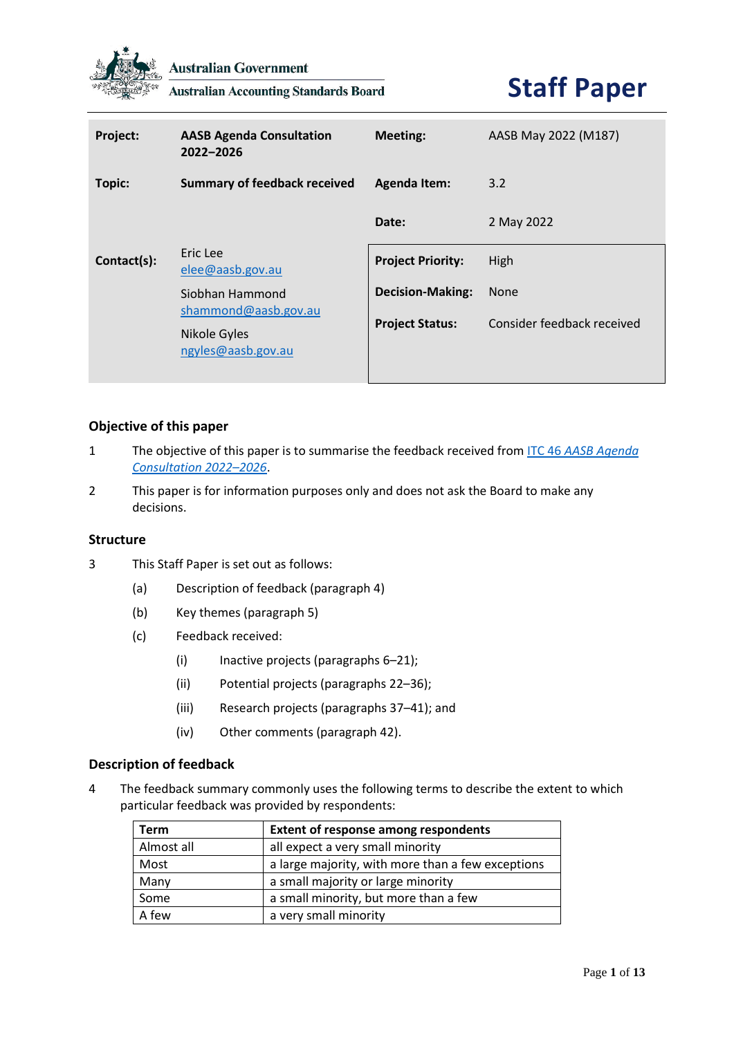Australian Government

Australian Accounting Standards Board

# Staff Paper

| Project: | AASB Agenda Consultation 2022–2026 | Meeting: | AASB May 2022 (M187) |
|---|---|---|---|
| Topic: | Summary of feedback received | Agenda Item: | 3.2 |
| | | Date: | 2 May 2022 |
| Contact(s): | Eric Lee elee@aasb.gov.au<br>Siobhan Hammond shammond@aasb.gov.au<br>Nikole Gyles ngyles@aasb.gov.au | Project Priority: | High |
| | | Decision-Making: | None |
| | | Project Status: | Consider feedback received |

## Objective of this paper

1 The objective of this paper is to summarise the feedback received from ITC 46 *AASB Agenda Consultation 2022–2026*.

2 This paper is for information purposes only and does not ask the Board to make any decisions.

## Structure

3 This Staff Paper is set out as follows:

(a) Description of feedback (paragraph 4)

(b) Key themes (paragraph 5)

(c) Feedback received:

(i) Inactive projects (paragraphs 6–21);

(ii) Potential projects (paragraphs 22–36);

(iii) Research projects (paragraphs 37–41); and

(iv) Other comments (paragraph 42).

## Description of feedback

4 The feedback summary commonly uses the following terms to describe the extent to which particular feedback was provided by respondents:

| Term | Extent of response among respondents |
|---|---|
| Almost all | all expect a very small minority |
| Most | a large majority, with more than a few exceptions |
| Many | a small majority or large minority |
| Some | a small minority, but more than a few |
| A few | a very small minority |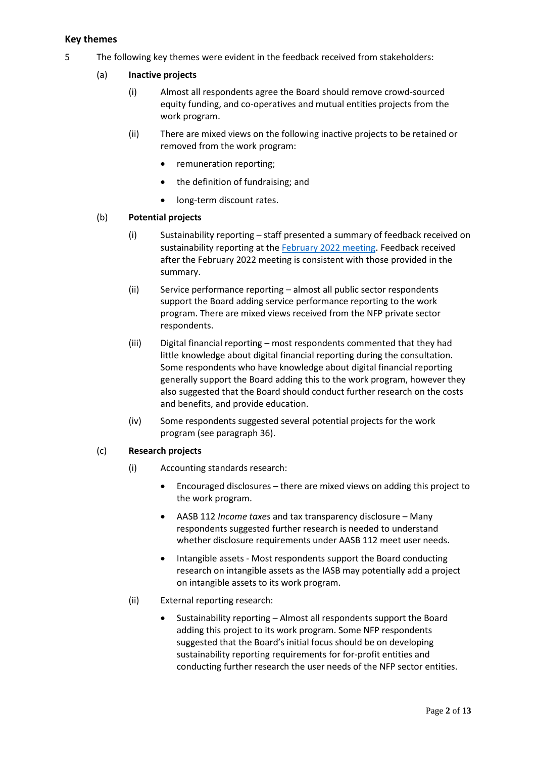## Key themes

5 The following key themes were evident in the feedback received from stakeholders:

(a) **Inactive projects**

(i) Almost all respondents agree the Board should remove crowd-sourced equity funding, and co-operatives and mutual entities projects from the work program.

(ii) There are mixed views on the following inactive projects to be retained or removed from the work program:

- remuneration reporting;
- the definition of fundraising; and
- long-term discount rates.

(b) **Potential projects**

(i) Sustainability reporting – staff presented a summary of feedback received on sustainability reporting at the [February 2022 meeting](). Feedback received after the February 2022 meeting is consistent with those provided in the summary.

(ii) Service performance reporting – almost all public sector respondents support the Board adding service performance reporting to the work program. There are mixed views received from the NFP private sector respondents.

(iii) Digital financial reporting – most respondents commented that they had little knowledge about digital financial reporting during the consultation. Some respondents who have knowledge about digital financial reporting generally support the Board adding this to the work program, however they also suggested that the Board should conduct further research on the costs and benefits, and provide education.

(iv) Some respondents suggested several potential projects for the work program (see paragraph 36).

(c) **Research projects**

(i) Accounting standards research:

- Encouraged disclosures – there are mixed views on adding this project to the work program.
- AASB 112 *Income taxes* and tax transparency disclosure – Many respondents suggested further research is needed to understand whether disclosure requirements under AASB 112 meet user needs.
- Intangible assets - Most respondents support the Board conducting research on intangible assets as the IASB may potentially add a project on intangible assets to its work program.

(ii) External reporting research:

- Sustainability reporting – Almost all respondents support the Board adding this project to its work program. Some NFP respondents suggested that the Board's initial focus should be on developing sustainability reporting requirements for for-profit entities and conducting further research the user needs of the NFP sector entities.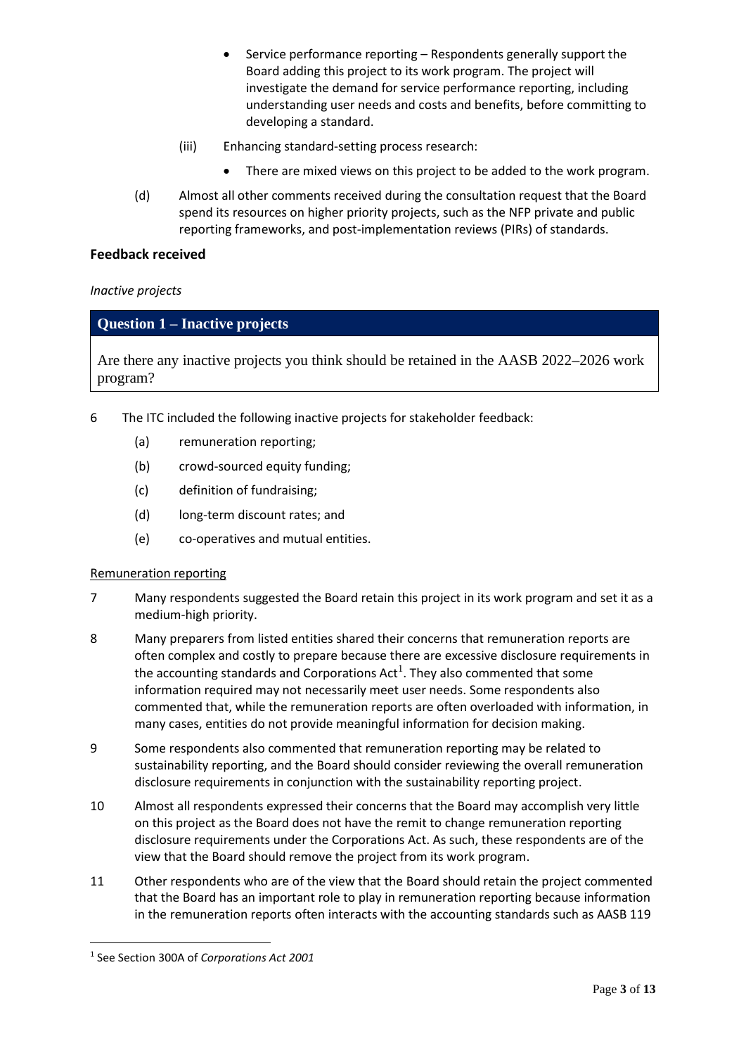- Service performance reporting – Respondents generally support the Board adding this project to its work program. The project will investigate the demand for service performance reporting, including understanding user needs and costs and benefits, before committing to developing a standard.

(iii) Enhancing standard-setting process research:

- There are mixed views on this project to be added to the work program.

(d) Almost all other comments received during the consultation request that the Board spend its resources on higher priority projects, such as the NFP private and public reporting frameworks, and post-implementation reviews (PIRs) of standards.

**Feedback received**

*Inactive projects*

| **Question 1 – Inactive projects** |
|---|
| Are there any inactive projects you think should be retained in the AASB 2022–2026 work program? |

6 The ITC included the following inactive projects for stakeholder feedback:

(a) remuneration reporting;

(b) crowd-sourced equity funding;

(c) definition of fundraising;

(d) long-term discount rates; and

(e) co-operatives and mutual entities.

Remuneration reporting

7 Many respondents suggested the Board retain this project in its work program and set it as a medium-high priority.

8 Many preparers from listed entities shared their concerns that remuneration reports are often complex and costly to prepare because there are excessive disclosure requirements in the accounting standards and Corporations Act[1]. They also commented that some information required may not necessarily meet user needs. Some respondents also commented that, while the remuneration reports are often overloaded with information, in many cases, entities do not provide meaningful information for decision making.

9 Some respondents also commented that remuneration reporting may be related to sustainability reporting, and the Board should consider reviewing the overall remuneration disclosure requirements in conjunction with the sustainability reporting project.

10 Almost all respondents expressed their concerns that the Board may accomplish very little on this project as the Board does not have the remit to change remuneration reporting disclosure requirements under the Corporations Act. As such, these respondents are of the view that the Board should remove the project from its work program.

11 Other respondents who are of the view that the Board should retain the project commented that the Board has an important role to play in remuneration reporting because information in the remuneration reports often interacts with the accounting standards such as AASB 119

[1] See Section 300A of *Corporations Act 2001*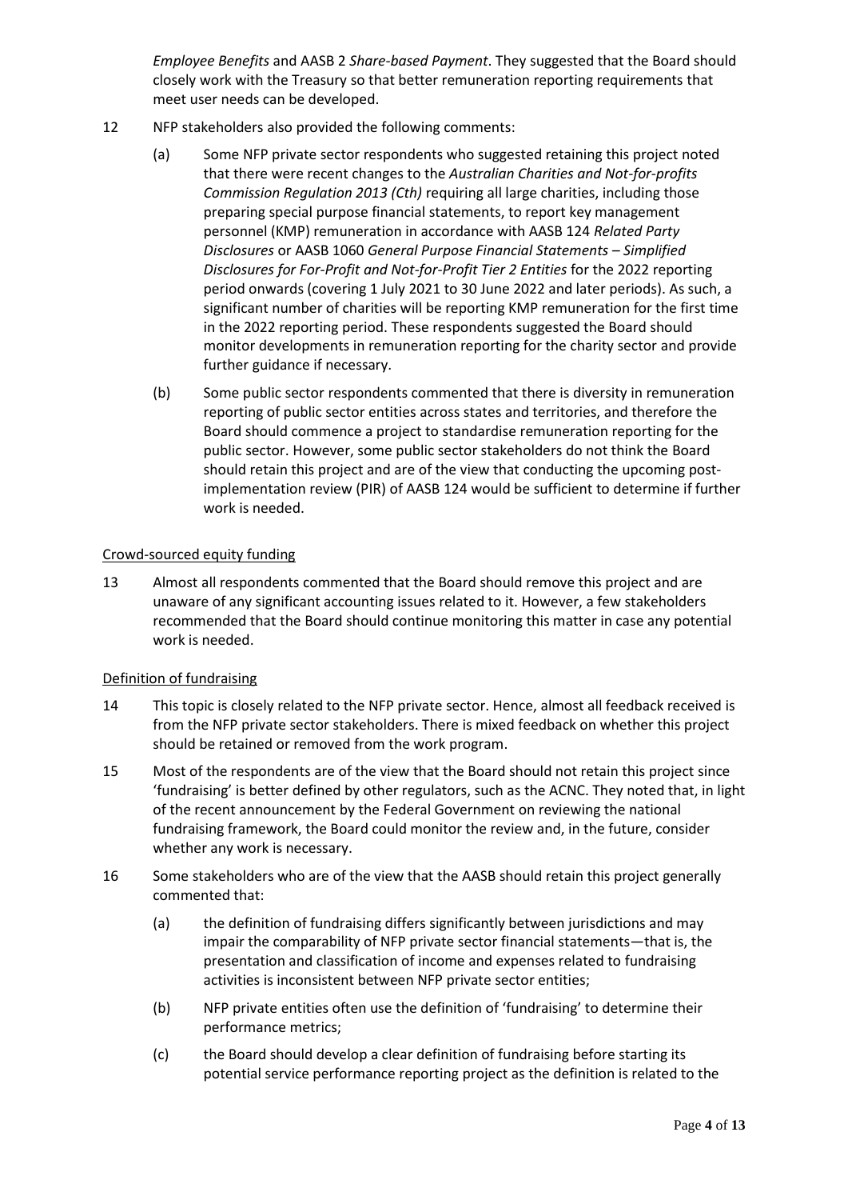*Employee Benefits* and AASB 2 *Share-based Payment*. They suggested that the Board should closely work with the Treasury so that better remuneration reporting requirements that meet user needs can be developed.

12 NFP stakeholders also provided the following comments:

(a) Some NFP private sector respondents who suggested retaining this project noted that there were recent changes to the *Australian Charities and Not-for-profits Commission Regulation 2013 (Cth)* requiring all large charities, including those preparing special purpose financial statements, to report key management personnel (KMP) remuneration in accordance with AASB 124 *Related Party Disclosures* or AASB 1060 *General Purpose Financial Statements – Simplified Disclosures for For-Profit and Not-for-Profit Tier 2 Entities* for the 2022 reporting period onwards (covering 1 July 2021 to 30 June 2022 and later periods). As such, a significant number of charities will be reporting KMP remuneration for the first time in the 2022 reporting period. These respondents suggested the Board should monitor developments in remuneration reporting for the charity sector and provide further guidance if necessary.

(b) Some public sector respondents commented that there is diversity in remuneration reporting of public sector entities across states and territories, and therefore the Board should commence a project to standardise remuneration reporting for the public sector. However, some public sector stakeholders do not think the Board should retain this project and are of the view that conducting the upcoming post-implementation review (PIR) of AASB 124 would be sufficient to determine if further work is needed.

Crowd-sourced equity funding

13 Almost all respondents commented that the Board should remove this project and are unaware of any significant accounting issues related to it. However, a few stakeholders recommended that the Board should continue monitoring this matter in case any potential work is needed.

Definition of fundraising

14 This topic is closely related to the NFP private sector. Hence, almost all feedback received is from the NFP private sector stakeholders. There is mixed feedback on whether this project should be retained or removed from the work program.

15 Most of the respondents are of the view that the Board should not retain this project since 'fundraising' is better defined by other regulators, such as the ACNC. They noted that, in light of the recent announcement by the Federal Government on reviewing the national fundraising framework, the Board could monitor the review and, in the future, consider whether any work is necessary.

16 Some stakeholders who are of the view that the AASB should retain this project generally commented that:

(a) the definition of fundraising differs significantly between jurisdictions and may impair the comparability of NFP private sector financial statements—that is, the presentation and classification of income and expenses related to fundraising activities is inconsistent between NFP private sector entities;

(b) NFP private entities often use the definition of 'fundraising' to determine their performance metrics;

(c) the Board should develop a clear definition of fundraising before starting its potential service performance reporting project as the definition is related to the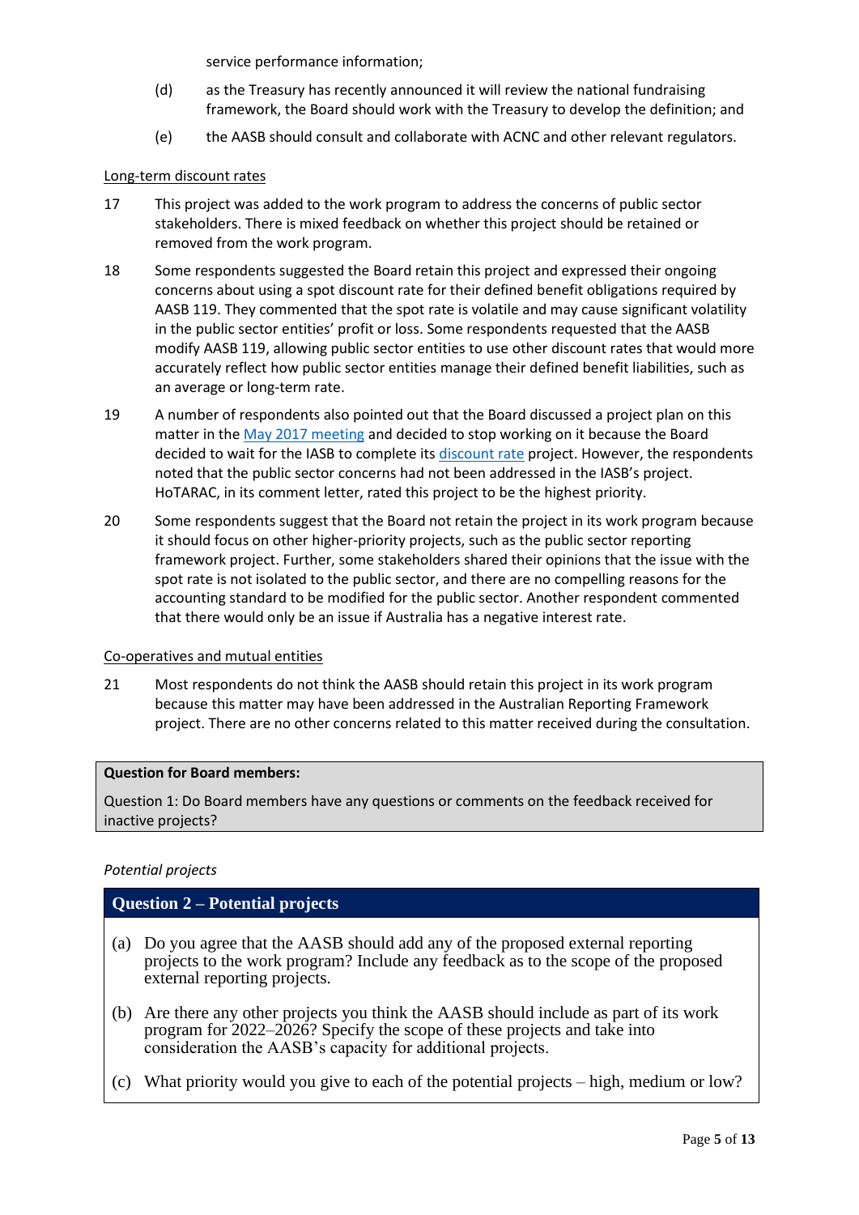service performance information;

(d) as the Treasury has recently announced it will review the national fundraising framework, the Board should work with the Treasury to develop the definition; and

(e) the AASB should consult and collaborate with ACNC and other relevant regulators.

Long-term discount rates

17 This project was added to the work program to address the concerns of public sector stakeholders. There is mixed feedback on whether this project should be retained or removed from the work program.

18 Some respondents suggested the Board retain this project and expressed their ongoing concerns about using a spot discount rate for their defined benefit obligations required by AASB 119. They commented that the spot rate is volatile and may cause significant volatility in the public sector entities' profit or loss. Some respondents requested that the AASB modify AASB 119, allowing public sector entities to use other discount rates that would more accurately reflect how public sector entities manage their defined benefit liabilities, such as an average or long-term rate.

19 A number of respondents also pointed out that the Board discussed a project plan on this matter in the May 2017 meeting and decided to stop working on it because the Board decided to wait for the IASB to complete its discount rate project. However, the respondents noted that the public sector concerns had not been addressed in the IASB's project. HoTARAC, in its comment letter, rated this project to be the highest priority.

20 Some respondents suggest that the Board not retain the project in its work program because it should focus on other higher-priority projects, such as the public sector reporting framework project. Further, some stakeholders shared their opinions that the issue with the spot rate is not isolated to the public sector, and there are no compelling reasons for the accounting standard to be modified for the public sector. Another respondent commented that there would only be an issue if Australia has a negative interest rate.

Co-operatives and mutual entities

21 Most respondents do not think the AASB should retain this project in its work program because this matter may have been addressed in the Australian Reporting Framework project. There are no other concerns related to this matter received during the consultation.

**Question for Board members:**

Question 1: Do Board members have any questions or comments on the feedback received for inactive projects?

*Potential projects*

**Question 2 – Potential projects**

(a) Do you agree that the AASB should add any of the proposed external reporting projects to the work program? Include any feedback as to the scope of the proposed external reporting projects.

(b) Are there any other projects you think the AASB should include as part of its work program for 2022–2026? Specify the scope of these projects and take into consideration the AASB's capacity for additional projects.

(c) What priority would you give to each of the potential projects – high, medium or low?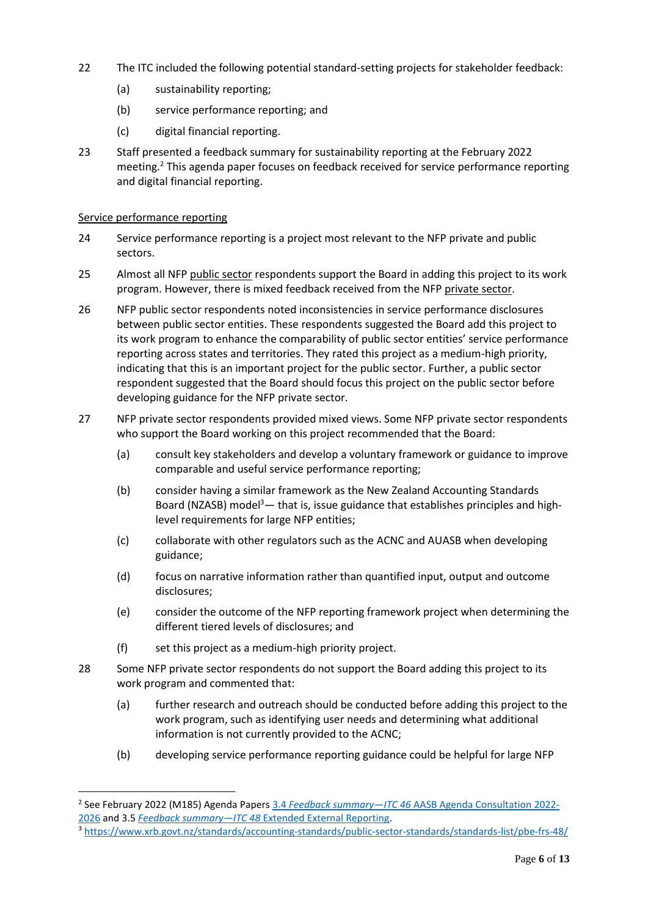22 The ITC included the following potential standard-setting projects for stakeholder feedback:

(a) sustainability reporting;

(b) service performance reporting; and

(c) digital financial reporting.

23 Staff presented a feedback summary for sustainability reporting at the February 2022 meeting.[2] This agenda paper focuses on feedback received for service performance reporting and digital financial reporting.

<u>Service performance reporting</u>

24 Service performance reporting is a project most relevant to the NFP private and public sectors.

25 Almost all NFP <u>public sector</u> respondents support the Board in adding this project to its work program. However, there is mixed feedback received from the NFP <u>private sector</u>.

26 NFP public sector respondents noted inconsistencies in service performance disclosures between public sector entities. These respondents suggested the Board add this project to its work program to enhance the comparability of public sector entities' service performance reporting across states and territories. They rated this project as a medium-high priority, indicating that this is an important project for the public sector. Further, a public sector respondent suggested that the Board should focus this project on the public sector before developing guidance for the NFP private sector.

27 NFP private sector respondents provided mixed views. Some NFP private sector respondents who support the Board working on this project recommended that the Board:

(a) consult key stakeholders and develop a voluntary framework or guidance to improve comparable and useful service performance reporting;

(b) consider having a similar framework as the New Zealand Accounting Standards Board (NZASB) model[3]— that is, issue guidance that establishes principles and high-level requirements for large NFP entities;

(c) collaborate with other regulators such as the ACNC and AUASB when developing guidance;

(d) focus on narrative information rather than quantified input, output and outcome disclosures;

(e) consider the outcome of the NFP reporting framework project when determining the different tiered levels of disclosures; and

(f) set this project as a medium-high priority project.

28 Some NFP private sector respondents do not support the Board adding this project to its work program and commented that:

(a) further research and outreach should be conducted before adding this project to the work program, such as identifying user needs and determining what additional information is not currently provided to the ACNC;

(b) developing service performance reporting guidance could be helpful for large NFP

---

[2] See February 2022 (M185) Agenda Papers [3.4 *Feedback summary—ITC 46* AASB Agenda Consultation 2022-2026] and 3.5 [*Feedback summary—ITC 48* Extended External Reporting].

[3] https://www.xrb.govt.nz/standards/accounting-standards/public-sector-standards/standards-list/pbe-frs-48/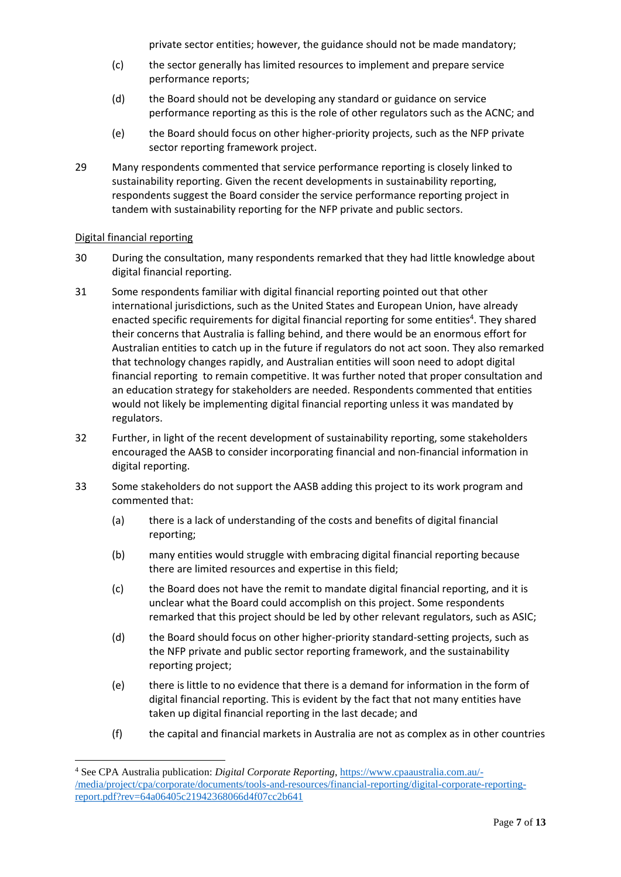private sector entities; however, the guidance should not be made mandatory;

(c) the sector generally has limited resources to implement and prepare service performance reports;

(d) the Board should not be developing any standard or guidance on service performance reporting as this is the role of other regulators such as the ACNC; and

(e) the Board should focus on other higher-priority projects, such as the NFP private sector reporting framework project.

29 Many respondents commented that service performance reporting is closely linked to sustainability reporting. Given the recent developments in sustainability reporting, respondents suggest the Board consider the service performance reporting project in tandem with sustainability reporting for the NFP private and public sectors.

<u>Digital financial reporting</u>

30 During the consultation, many respondents remarked that they had little knowledge about digital financial reporting.

31 Some respondents familiar with digital financial reporting pointed out that other international jurisdictions, such as the United States and European Union, have already enacted specific requirements for digital financial reporting for some entities[4]. They shared their concerns that Australia is falling behind, and there would be an enormous effort for Australian entities to catch up in the future if regulators do not act soon. They also remarked that technology changes rapidly, and Australian entities will soon need to adopt digital financial reporting to remain competitive. It was further noted that proper consultation and an education strategy for stakeholders are needed. Respondents commented that entities would not likely be implementing digital financial reporting unless it was mandated by regulators.

32 Further, in light of the recent development of sustainability reporting, some stakeholders encouraged the AASB to consider incorporating financial and non-financial information in digital reporting.

33 Some stakeholders do not support the AASB adding this project to its work program and commented that:

(a) there is a lack of understanding of the costs and benefits of digital financial reporting;

(b) many entities would struggle with embracing digital financial reporting because there are limited resources and expertise in this field;

(c) the Board does not have the remit to mandate digital financial reporting, and it is unclear what the Board could accomplish on this project. Some respondents remarked that this project should be led by other relevant regulators, such as ASIC;

(d) the Board should focus on other higher-priority standard-setting projects, such as the NFP private and public sector reporting framework, and the sustainability reporting project;

(e) there is little to no evidence that there is a demand for information in the form of digital financial reporting. This is evident by the fact that not many entities have taken up digital financial reporting in the last decade; and

(f) the capital and financial markets in Australia are not as complex as in other countries

[4] See CPA Australia publication: *Digital Corporate Reporting*, https://www.cpaaustralia.com.au/-/media/project/cpa/corporate/documents/tools-and-resources/financial-reporting/digital-corporate-reporting-report.pdf?rev=64a06405c21942368066d4f07cc2b641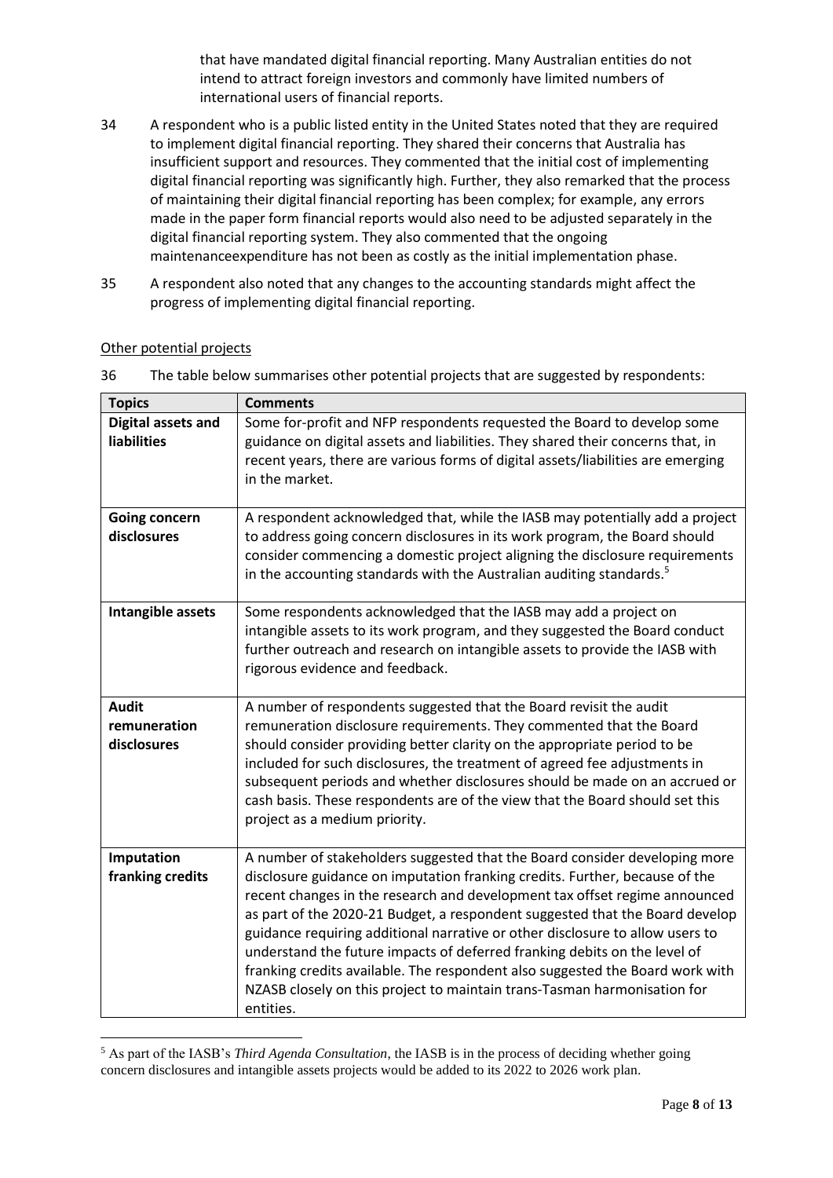that have mandated digital financial reporting. Many Australian entities do not intend to attract foreign investors and commonly have limited numbers of international users of financial reports.

34 A respondent who is a public listed entity in the United States noted that they are required to implement digital financial reporting. They shared their concerns that Australia has insufficient support and resources. They commented that the initial cost of implementing digital financial reporting was significantly high. Further, they also remarked that the process of maintaining their digital financial reporting has been complex; for example, any errors made in the paper form financial reports would also need to be adjusted separately in the digital financial reporting system. They also commented that the ongoing maintenanceexpenditure has not been as costly as the initial implementation phase.

35 A respondent also noted that any changes to the accounting standards might affect the progress of implementing digital financial reporting.

Other potential projects

36 The table below summarises other potential projects that are suggested by respondents:

| **Topics** | **Comments** |
| --- | --- |
| **Digital assets and liabilities** | Some for-profit and NFP respondents requested the Board to develop some guidance on digital assets and liabilities. They shared their concerns that, in recent years, there are various forms of digital assets/liabilities are emerging in the market. |
| **Going concern disclosures** | A respondent acknowledged that, while the IASB may potentially add a project to address going concern disclosures in its work program, the Board should consider commencing a domestic project aligning the disclosure requirements in the accounting standards with the Australian auditing standards.[5] |
| **Intangible assets** | Some respondents acknowledged that the IASB may add a project on intangible assets to its work program, and they suggested the Board conduct further outreach and research on intangible assets to provide the IASB with rigorous evidence and feedback. |
| **Audit remuneration disclosures** | A number of respondents suggested that the Board revisit the audit remuneration disclosure requirements. They commented that the Board should consider providing better clarity on the appropriate period to be included for such disclosures, the treatment of agreed fee adjustments in subsequent periods and whether disclosures should be made on an accrued or cash basis. These respondents are of the view that the Board should set this project as a medium priority. |
| **Imputation franking credits** | A number of stakeholders suggested that the Board consider developing more disclosure guidance on imputation franking credits. Further, because of the recent changes in the research and development tax offset regime announced as part of the 2020-21 Budget, a respondent suggested that the Board develop guidance requiring additional narrative or other disclosure to allow users to understand the future impacts of deferred franking debits on the level of franking credits available. The respondent also suggested the Board work with NZASB closely on this project to maintain trans-Tasman harmonisation for entities. |

[5] As part of the IASB's *Third Agenda Consultation*, the IASB is in the process of deciding whether going concern disclosures and intangible assets projects would be added to its 2022 to 2026 work plan.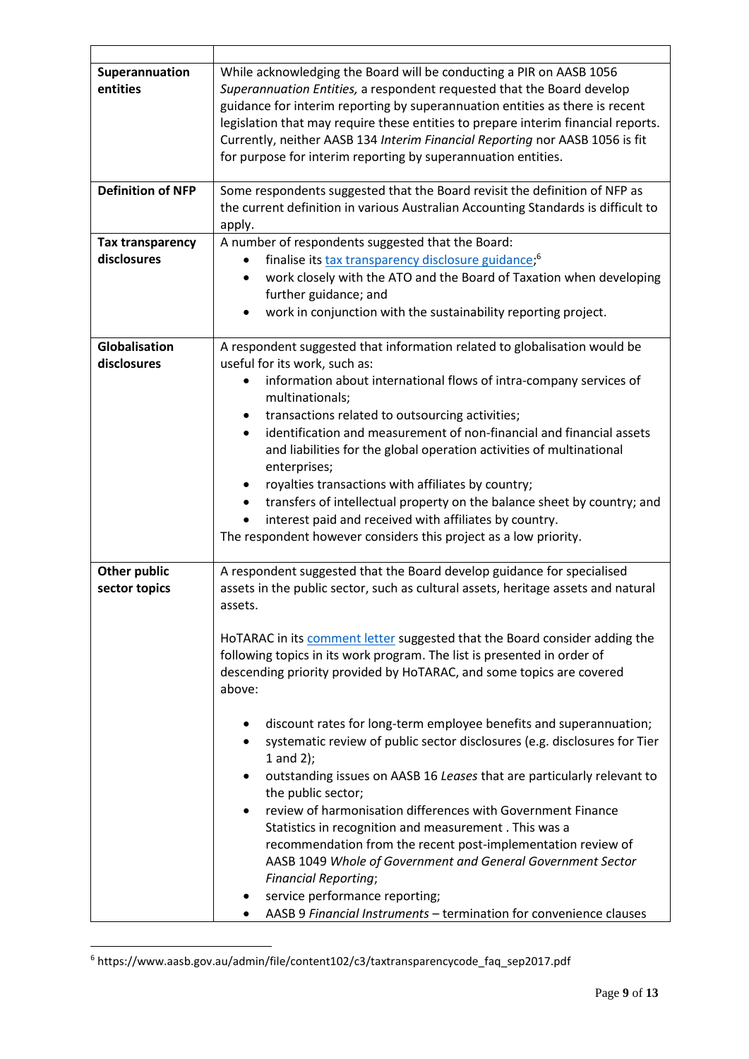| | |
|---|---|
| **Superannuation entities** | While acknowledging the Board will be conducting a PIR on AASB 1056 *Superannuation Entities,* a respondent requested that the Board develop guidance for interim reporting by superannuation entities as there is recent legislation that may require these entities to prepare interim financial reports. Currently, neither AASB 134 *Interim Financial Reporting* nor AASB 1056 is fit for purpose for interim reporting by superannuation entities. |
| **Definition of NFP** | Some respondents suggested that the Board revisit the definition of NFP as the current definition in various Australian Accounting Standards is difficult to apply. |
| **Tax transparency disclosures** | A number of respondents suggested that the Board:<br>• finalise its tax transparency disclosure guidance;[6]<br>• work closely with the ATO and the Board of Taxation when developing further guidance; and<br>• work in conjunction with the sustainability reporting project. |
| **Globalisation disclosures** | A respondent suggested that information related to globalisation would be useful for its work, such as:<br>• information about international flows of intra-company services of multinationals;<br>• transactions related to outsourcing activities;<br>• identification and measurement of non-financial and financial assets and liabilities for the global operation activities of multinational enterprises;<br>• royalties transactions with affiliates by country;<br>• transfers of intellectual property on the balance sheet by country; and<br>• interest paid and received with affiliates by country.<br>The respondent however considers this project as a low priority. |
| **Other public sector topics** | A respondent suggested that the Board develop guidance for specialised assets in the public sector, such as cultural assets, heritage assets and natural assets.<br><br>HoTARAC in its comment letter suggested that the Board consider adding the following topics in its work program. The list is presented in order of descending priority provided by HoTARAC, and some topics are covered above:<br><br>• discount rates for long-term employee benefits and superannuation;<br>• systematic review of public sector disclosures (e.g. disclosures for Tier 1 and 2);<br>• outstanding issues on AASB 16 *Leases* that are particularly relevant to the public sector;<br>• review of harmonisation differences with Government Finance Statistics in recognition and measurement . This was a recommendation from the recent post-implementation review of AASB 1049 *Whole of Government and General Government Sector Financial Reporting*;<br>• service performance reporting;<br>• AASB 9 *Financial Instruments* – termination for convenience clauses |

[6] https://www.aasb.gov.au/admin/file/content102/c3/taxtransparencycode_faq_sep2017.pdf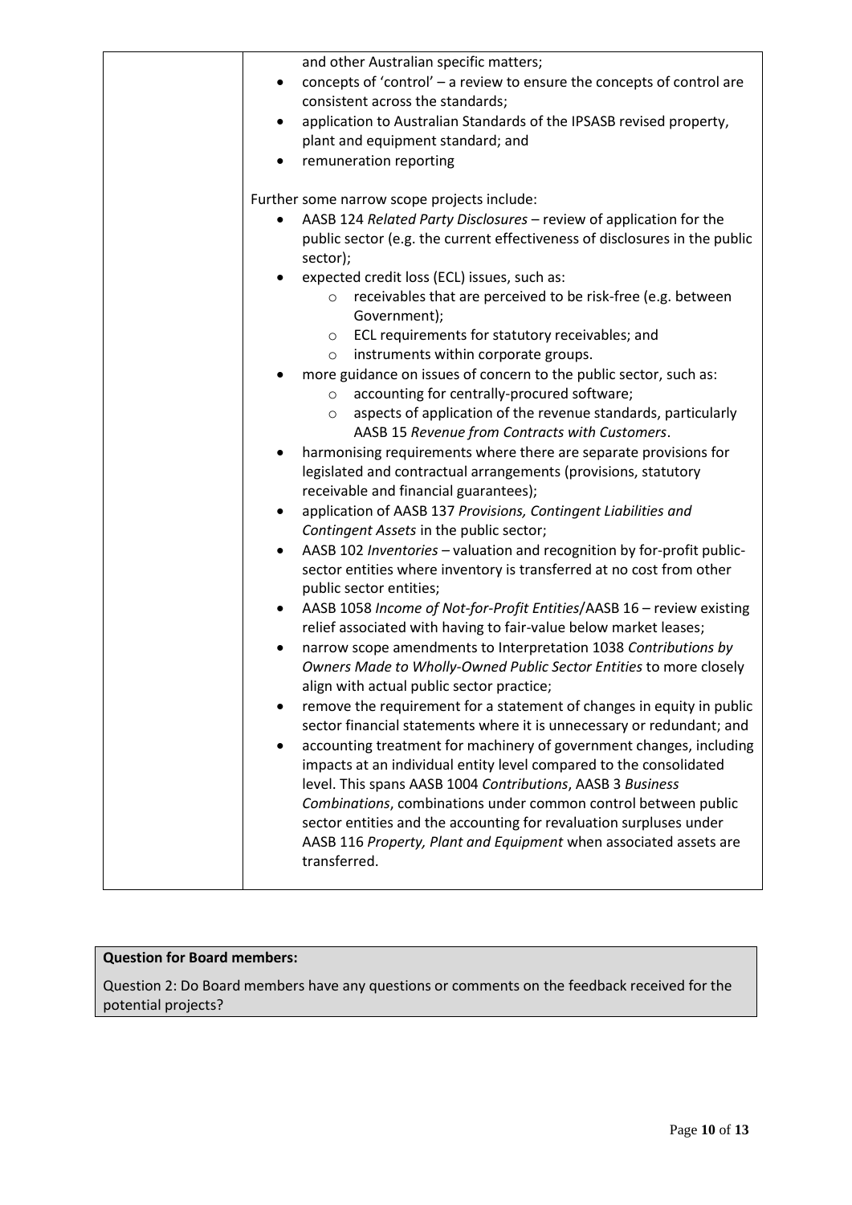| | and other Australian specific matters;<br>• concepts of 'control' – a review to ensure the concepts of control are consistent across the standards;<br>• application to Australian Standards of the IPSASB revised property, plant and equipment standard; and<br>• remuneration reporting<br><br>Further some narrow scope projects include:<br>• AASB 124 *Related Party Disclosures* – review of application for the public sector (e.g. the current effectiveness of disclosures in the public sector);<br>• expected credit loss (ECL) issues, such as:<br>&nbsp;&nbsp;&nbsp;&nbsp;○ receivables that are perceived to be risk-free (e.g. between Government);<br>&nbsp;&nbsp;&nbsp;&nbsp;○ ECL requirements for statutory receivables; and<br>&nbsp;&nbsp;&nbsp;&nbsp;○ instruments within corporate groups.<br>• more guidance on issues of concern to the public sector, such as:<br>&nbsp;&nbsp;&nbsp;&nbsp;○ accounting for centrally-procured software;<br>&nbsp;&nbsp;&nbsp;&nbsp;○ aspects of application of the revenue standards, particularly AASB 15 *Revenue from Contracts with Customers*.<br>• harmonising requirements where there are separate provisions for legislated and contractual arrangements (provisions, statutory receivable and financial guarantees);<br>• application of AASB 137 *Provisions, Contingent Liabilities and Contingent Assets* in the public sector;<br>• AASB 102 *Inventories* – valuation and recognition by for-profit public-sector entities where inventory is transferred at no cost from other public sector entities;<br>• AASB 1058 *Income of Not-for-Profit Entities*/AASB 16 – review existing relief associated with having to fair-value below market leases;<br>• narrow scope amendments to Interpretation 1038 *Contributions by Owners Made to Wholly-Owned Public Sector Entities* to more closely align with actual public sector practice;<br>• remove the requirement for a statement of changes in equity in public sector financial statements where it is unnecessary or redundant; and<br>• accounting treatment for machinery of government changes, including impacts at an individual entity level compared to the consolidated level. This spans AASB 1004 *Contributions*, AASB 3 *Business Combinations*, combinations under common control between public sector entities and the accounting for revaluation surpluses under AASB 116 *Property, Plant and Equipment* when associated assets are transferred. |
|---|---|

**Question for Board members:**

Question 2: Do Board members have any questions or comments on the feedback received for the potential projects?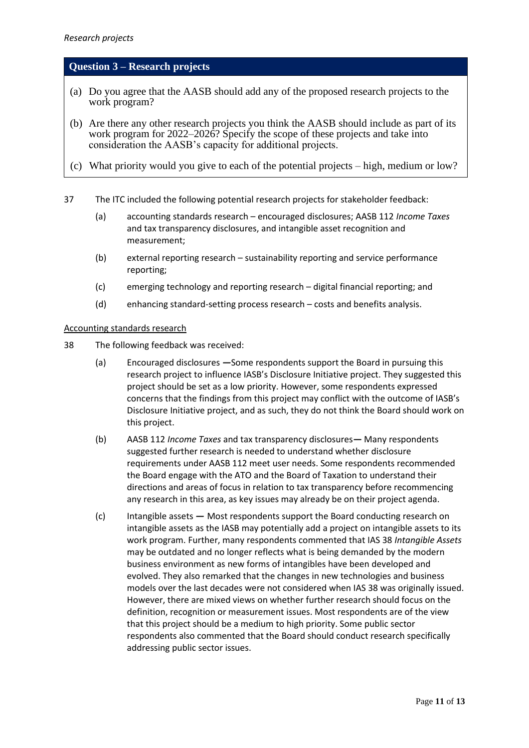*Research projects*

### Question 3 – Research projects

(a) Do you agree that the AASB should add any of the proposed research projects to the work program?

(b) Are there any other research projects you think the AASB should include as part of its work program for 2022–2026? Specify the scope of these projects and take into consideration the AASB's capacity for additional projects.

(c) What priority would you give to each of the potential projects – high, medium or low?

37 The ITC included the following potential research projects for stakeholder feedback:

- (a) accounting standards research – encouraged disclosures; AASB 112 *Income Taxes* and tax transparency disclosures, and intangible asset recognition and measurement;
- (b) external reporting research – sustainability reporting and service performance reporting;
- (c) emerging technology and reporting research – digital financial reporting; and
- (d) enhancing standard-setting process research – costs and benefits analysis.

<u>Accounting standards research</u>

38 The following feedback was received:

- (a) Encouraged disclosures **—**Some respondents support the Board in pursuing this research project to influence IASB's Disclosure Initiative project. They suggested this project should be set as a low priority. However, some respondents expressed concerns that the findings from this project may conflict with the outcome of IASB's Disclosure Initiative project, and as such, they do not think the Board should work on this project.
- (b) AASB 112 *Income Taxes* and tax transparency disclosures**—** Many respondents suggested further research is needed to understand whether disclosure requirements under AASB 112 meet user needs. Some respondents recommended the Board engage with the ATO and the Board of Taxation to understand their directions and areas of focus in relation to tax transparency before recommencing any research in this area, as key issues may already be on their project agenda.
- (c) Intangible assets **—** Most respondents support the Board conducting research on intangible assets as the IASB may potentially add a project on intangible assets to its work program. Further, many respondents commented that IAS 38 *Intangible Assets* may be outdated and no longer reflects what is being demanded by the modern business environment as new forms of intangibles have been developed and evolved. They also remarked that the changes in new technologies and business models over the last decades were not considered when IAS 38 was originally issued. However, there are mixed views on whether further research should focus on the definition, recognition or measurement issues. Most respondents are of the view that this project should be a medium to high priority. Some public sector respondents also commented that the Board should conduct research specifically addressing public sector issues.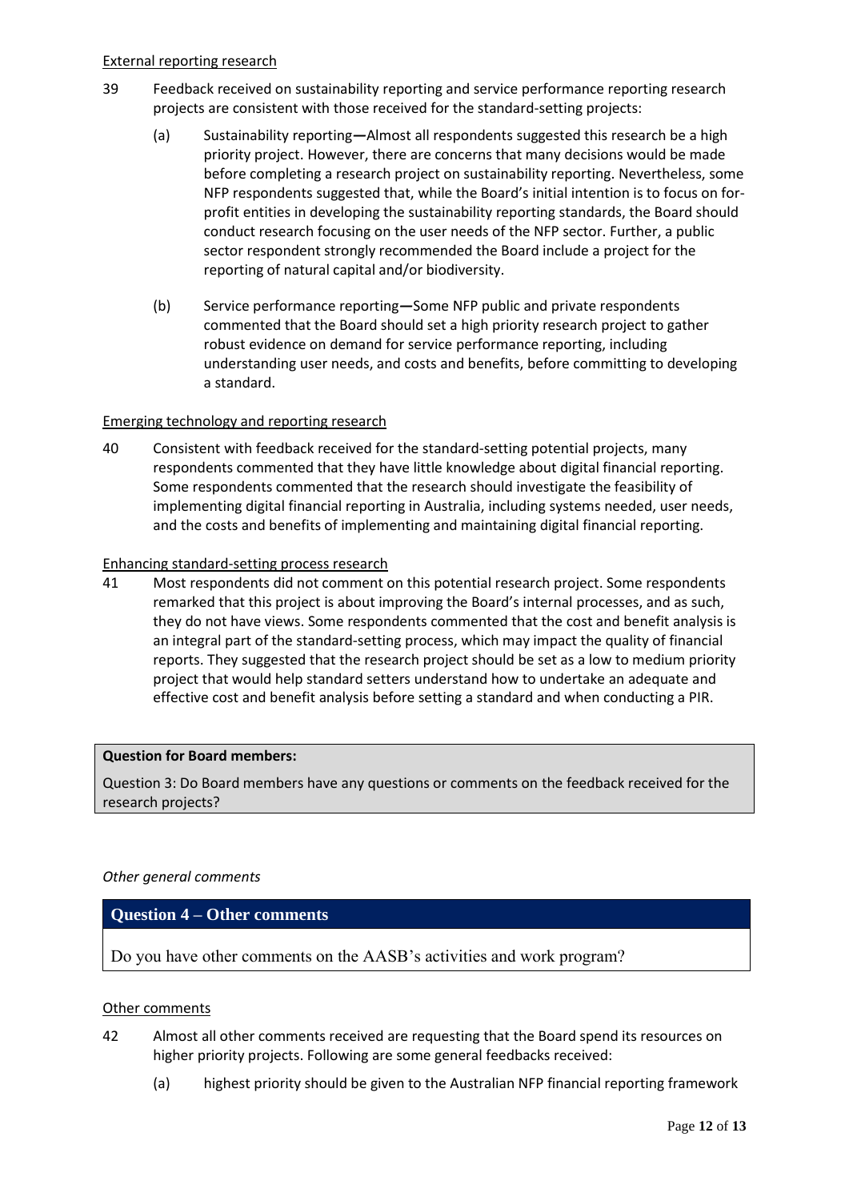External reporting research

39 Feedback received on sustainability reporting and service performance reporting research projects are consistent with those received for the standard-setting projects:

(a) Sustainability reporting—Almost all respondents suggested this research be a high priority project. However, there are concerns that many decisions would be made before completing a research project on sustainability reporting. Nevertheless, some NFP respondents suggested that, while the Board's initial intention is to focus on for-profit entities in developing the sustainability reporting standards, the Board should conduct research focusing on the user needs of the NFP sector. Further, a public sector respondent strongly recommended the Board include a project for the reporting of natural capital and/or biodiversity.

(b) Service performance reporting—Some NFP public and private respondents commented that the Board should set a high priority research project to gather robust evidence on demand for service performance reporting, including understanding user needs, and costs and benefits, before committing to developing a standard.

Emerging technology and reporting research

40 Consistent with feedback received for the standard-setting potential projects, many respondents commented that they have little knowledge about digital financial reporting. Some respondents commented that the research should investigate the feasibility of implementing digital financial reporting in Australia, including systems needed, user needs, and the costs and benefits of implementing and maintaining digital financial reporting.

Enhancing standard-setting process research

41 Most respondents did not comment on this potential research project. Some respondents remarked that this project is about improving the Board's internal processes, and as such, they do not have views. Some respondents commented that the cost and benefit analysis is an integral part of the standard-setting process, which may impact the quality of financial reports. They suggested that the research project should be set as a low to medium priority project that would help standard setters understand how to undertake an adequate and effective cost and benefit analysis before setting a standard and when conducting a PIR.

**Question for Board members:**

Question 3: Do Board members have any questions or comments on the feedback received for the research projects?

*Other general comments*

**Question 4 – Other comments**

Do you have other comments on the AASB's activities and work program?

Other comments

42 Almost all other comments received are requesting that the Board spend its resources on higher priority projects. Following are some general feedbacks received:

(a) highest priority should be given to the Australian NFP financial reporting framework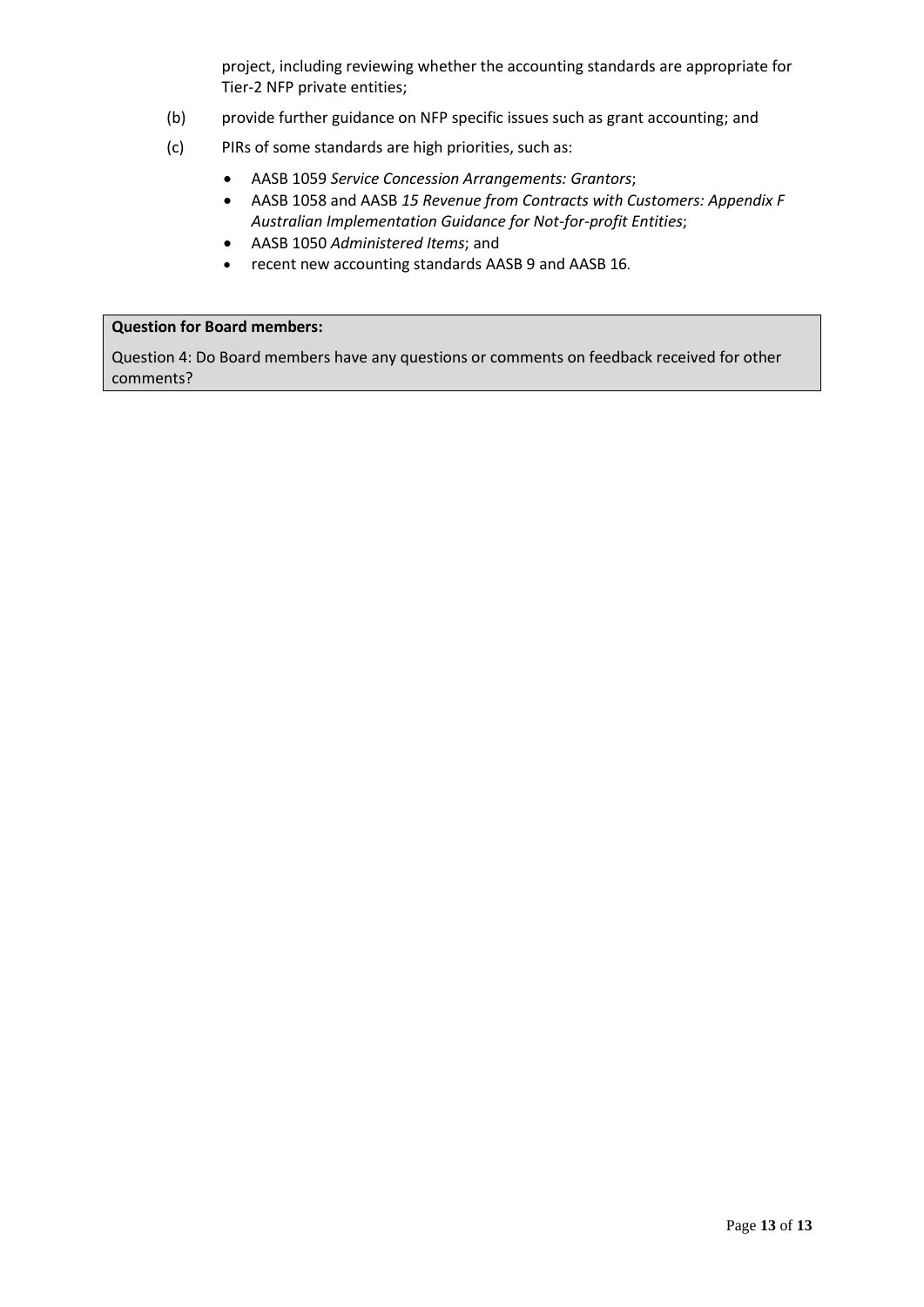project, including reviewing whether the accounting standards are appropriate for Tier-2 NFP private entities;

(b) provide further guidance on NFP specific issues such as grant accounting; and

(c) PIRs of some standards are high priorities, such as:

- AASB 1059 *Service Concession Arrangements: Grantors*;
- AASB 1058 and AASB *15 Revenue from Contracts with Customers: Appendix F Australian Implementation Guidance for Not-for-profit Entities*;
- AASB 1050 *Administered Items*; and
- recent new accounting standards AASB 9 and AASB 16.

**Question for Board members:**

Question 4: Do Board members have any questions or comments on feedback received for other comments?